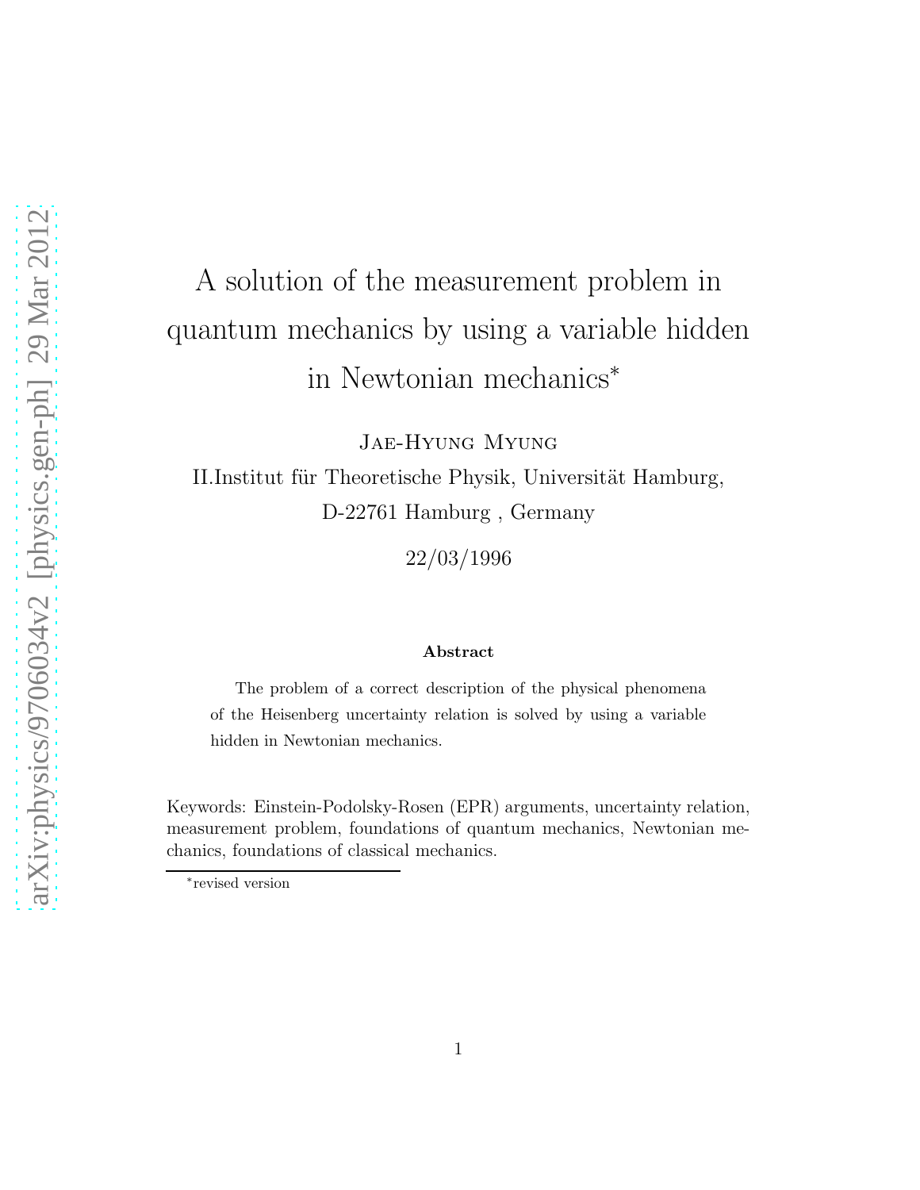# A solution of the measurement problem in quantum mechanics by using a variable hidden in Newtonian mechanics*

Jae-Hyung Myung

II.Institut für Theoretische Physik, Universität Hamburg,
D-22761 Hamburg , Germany

22/03/1996

**Abstract**

The problem of a correct description of the physical phenomena of the Heisenberg uncertainty relation is solved by using a variable hidden in Newtonian mechanics.

Keywords: Einstein-Podolsky-Rosen (EPR) arguments, uncertainty relation, measurement problem, foundations of quantum mechanics, Newtonian mechanics, foundations of classical mechanics.

*revised version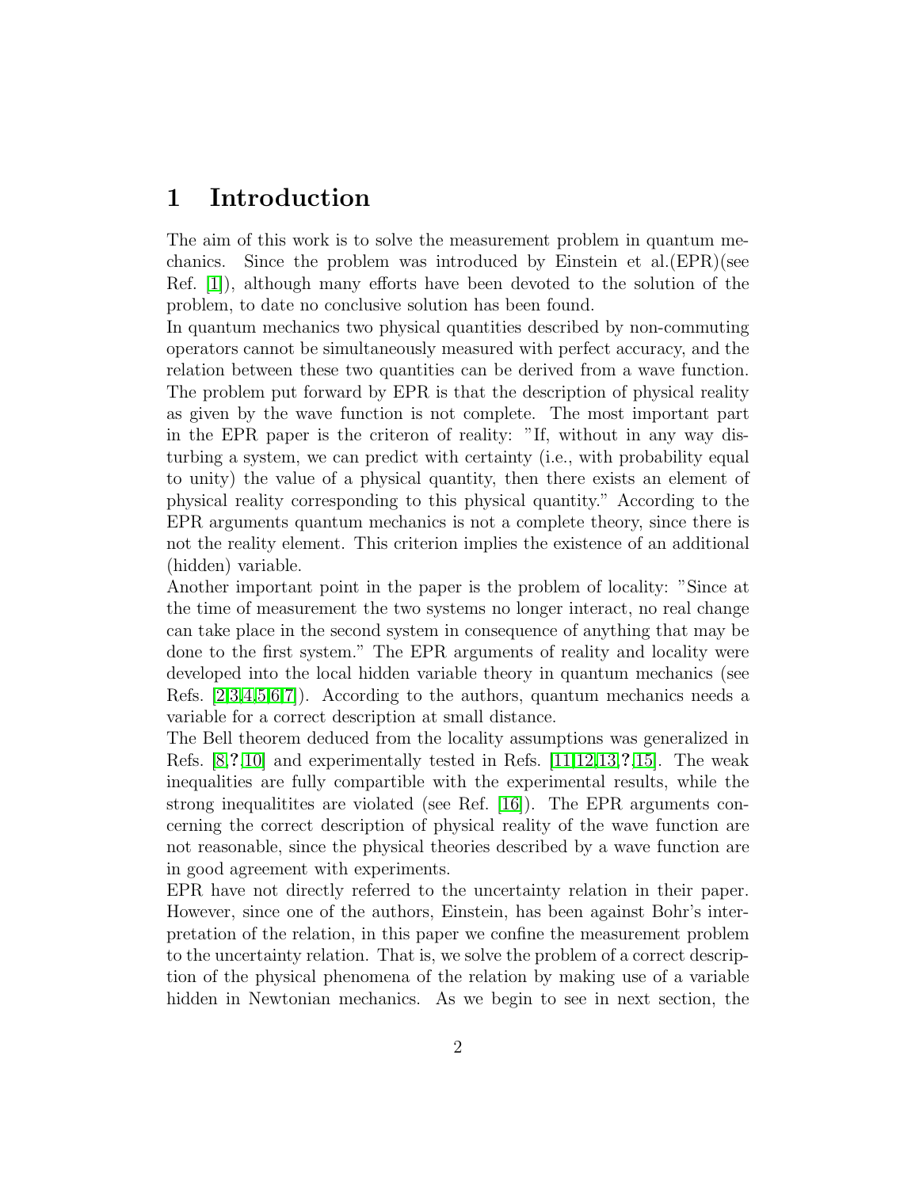# 1 Introduction

The aim of this work is to solve the measurement problem in quantum mechanics. Since the problem was introduced by Einstein et al.(EPR)(see Ref. [1]), although many efforts have been devoted to the solution of the problem, to date no conclusive solution has been found.

In quantum mechanics two physical quantities described by non-commuting operators cannot be simultaneously measured with perfect accuracy, and the relation between these two quantities can be derived from a wave function. The problem put forward by EPR is that the description of physical reality as given by the wave function is not complete. The most important part in the EPR paper is the criteron of reality: "If, without in any way disturbing a system, we can predict with certainty (i.e., with probability equal to unity) the value of a physical quantity, then there exists an element of physical reality corresponding to this physical quantity." According to the EPR arguments quantum mechanics is not a complete theory, since there is not the reality element. This criterion implies the existence of an additional (hidden) variable.

Another important point in the paper is the problem of locality: "Since at the time of measurement the two systems no longer interact, no real change can take place in the second system in consequence of anything that may be done to the first system." The EPR arguments of reality and locality were developed into the local hidden variable theory in quantum mechanics (see Refs. [2,3,4,5,6,7]). According to the authors, quantum mechanics needs a variable for a correct description at small distance.

The Bell theorem deduced from the locality assumptions was generalized in Refs. [8,?,10] and experimentally tested in Refs. [11,12,13,?,15]. The weak inequalities are fully compartible with the experimental results, while the strong inequalitites are violated (see Ref. [16]). The EPR arguments concerning the correct description of physical reality of the wave function are not reasonable, since the physical theories described by a wave function are in good agreement with experiments.

EPR have not directly referred to the uncertainty relation in their paper. However, since one of the authors, Einstein, has been against Bohr's interpretation of the relation, in this paper we confine the measurement problem to the uncertainty relation. That is, we solve the problem of a correct description of the physical phenomena of the relation by making use of a variable hidden in Newtonian mechanics. As we begin to see in next section, the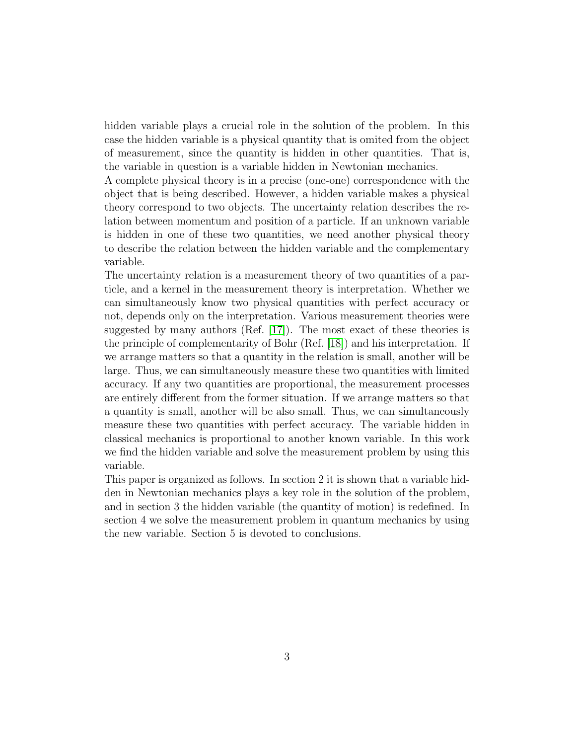hidden variable plays a crucial role in the solution of the problem. In this case the hidden variable is a physical quantity that is omited from the object of measurement, since the quantity is hidden in other quantities. That is, the variable in question is a variable hidden in Newtonian mechanics.

A complete physical theory is in a precise (one-one) correspondence with the object that is being described. However, a hidden variable makes a physical theory correspond to two objects. The uncertainty relation describes the relation between momentum and position of a particle. If an unknown variable is hidden in one of these two quantities, we need another physical theory to describe the relation between the hidden variable and the complementary variable.

The uncertainty relation is a measurement theory of two quantities of a particle, and a kernel in the measurement theory is interpretation. Whether we can simultaneously know two physical quantities with perfect accuracy or not, depends only on the interpretation. Various measurement theories were suggested by many authors (Ref. [17]). The most exact of these theories is the principle of complementarity of Bohr (Ref. [18]) and his interpretation. If we arrange matters so that a quantity in the relation is small, another will be large. Thus, we can simultaneously measure these two quantities with limited accuracy. If any two quantities are proportional, the measurement processes are entirely different from the former situation. If we arrange matters so that a quantity is small, another will be also small. Thus, we can simultaneously measure these two quantities with perfect accuracy. The variable hidden in classical mechanics is proportional to another known variable. In this work we find the hidden variable and solve the measurement problem by using this variable.

This paper is organized as follows. In section 2 it is shown that a variable hidden in Newtonian mechanics plays a key role in the solution of the problem, and in section 3 the hidden variable (the quantity of motion) is redefined. In section 4 we solve the measurement problem in quantum mechanics by using the new variable. Section 5 is devoted to conclusions.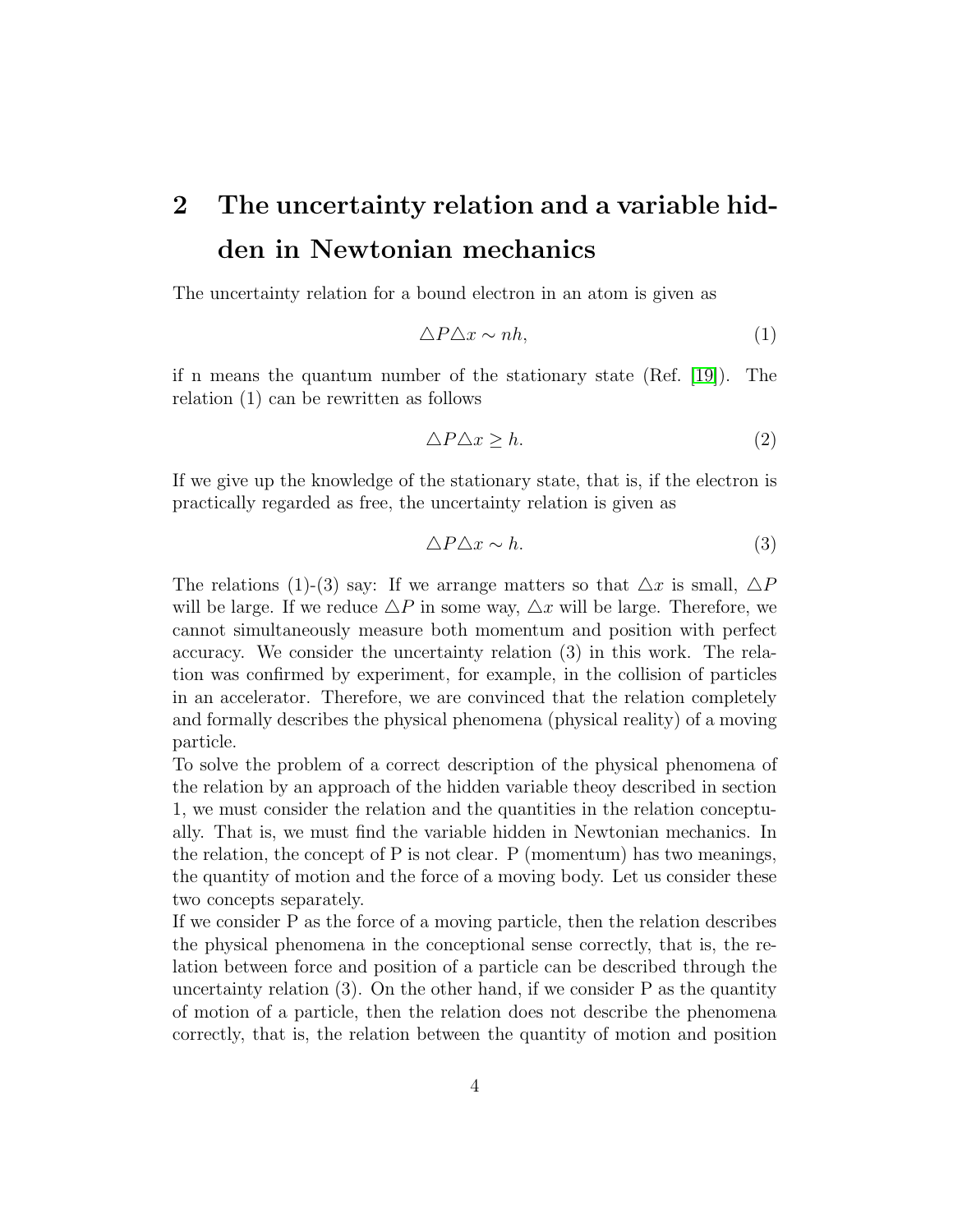## 2 The uncertainty relation and a variable hidden in Newtonian mechanics

The uncertainty relation for a bound electron in an atom is given as

$$\triangle P \triangle x \sim nh, \tag{1}$$

if n means the quantum number of the stationary state (Ref. [19]). The relation (1) can be rewritten as follows

$$\triangle P \triangle x \geq h. \tag{2}$$

If we give up the knowledge of the stationary state, that is, if the electron is practically regarded as free, the uncertainty relation is given as

$$\triangle P \triangle x \sim h. \tag{3}$$

The relations (1)-(3) say: If we arrange matters so that $\triangle x$ is small, $\triangle P$ will be large. If we reduce $\triangle P$ in some way, $\triangle x$ will be large. Therefore, we cannot simultaneously measure both momentum and position with perfect accuracy. We consider the uncertainty relation (3) in this work. The relation was confirmed by experiment, for example, in the collision of particles in an accelerator. Therefore, we are convinced that the relation completely and formally describes the physical phenomena (physical reality) of a moving particle.

To solve the problem of a correct description of the physical phenomena of the relation by an approach of the hidden variable theoy described in section 1, we must consider the relation and the quantities in the relation conceptually. That is, we must find the variable hidden in Newtonian mechanics. In the relation, the concept of P is not clear. P (momentum) has two meanings, the quantity of motion and the force of a moving body. Let us consider these two concepts separately.

If we consider P as the force of a moving particle, then the relation describes the physical phenomena in the conceptional sense correctly, that is, the relation between force and position of a particle can be described through the uncertainty relation (3). On the other hand, if we consider P as the quantity of motion of a particle, then the relation does not describe the phenomena correctly, that is, the relation between the quantity of motion and position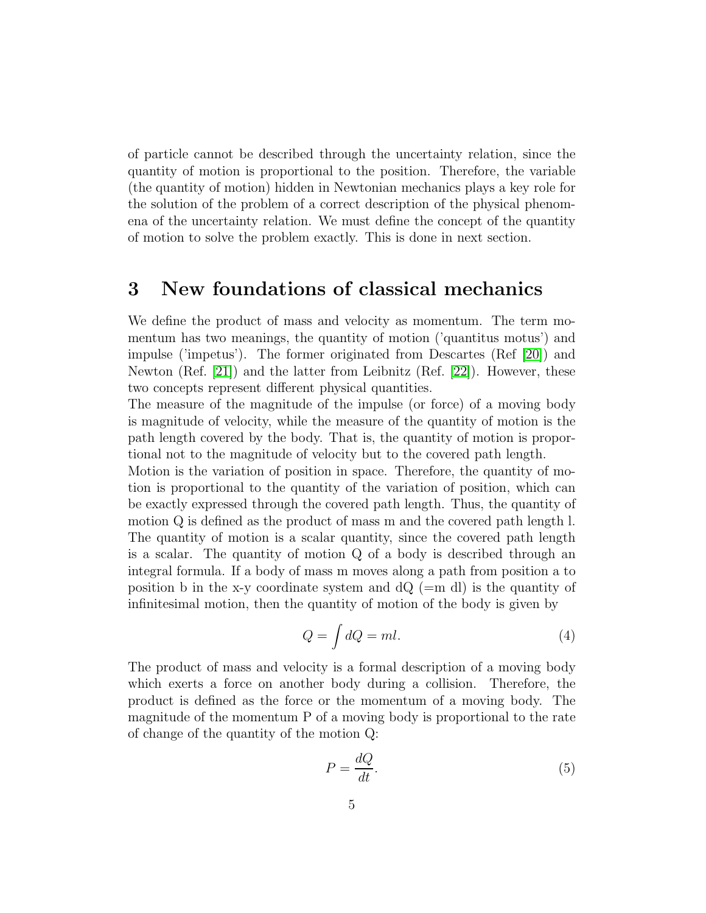of particle cannot be described through the uncertainty relation, since the quantity of motion is proportional to the position. Therefore, the variable (the quantity of motion) hidden in Newtonian mechanics plays a key role for the solution of the problem of a correct description of the physical phenomena of the uncertainty relation. We must define the concept of the quantity of motion to solve the problem exactly. This is done in next section.

## 3 New foundations of classical mechanics

We define the product of mass and velocity as momentum. The term momentum has two meanings, the quantity of motion ('quantitus motus') and impulse ('impetus'). The former originated from Descartes (Ref [20]) and Newton (Ref. [21]) and the latter from Leibnitz (Ref. [22]). However, these two concepts represent different physical quantities.

The measure of the magnitude of the impulse (or force) of a moving body is magnitude of velocity, while the measure of the quantity of motion is the path length covered by the body. That is, the quantity of motion is proportional not to the magnitude of velocity but to the covered path length.

Motion is the variation of position in space. Therefore, the quantity of motion is proportional to the quantity of the variation of position, which can be exactly expressed through the covered path length. Thus, the quantity of motion Q is defined as the product of mass m and the covered path length l. The quantity of motion is a scalar quantity, since the covered path length is a scalar. The quantity of motion Q of a body is described through an integral formula. If a body of mass m moves along a path from position a to position b in the x-y coordinate system and dQ (=m dl) is the quantity of infinitesimal motion, then the quantity of motion of the body is given by

$$Q = \int dQ = ml. \tag{4}$$

The product of mass and velocity is a formal description of a moving body which exerts a force on another body during a collision. Therefore, the product is defined as the force or the momentum of a moving body. The magnitude of the momentum P of a moving body is proportional to the rate of change of the quantity of the motion Q:

$$P = \frac{dQ}{dt}. \tag{5}$$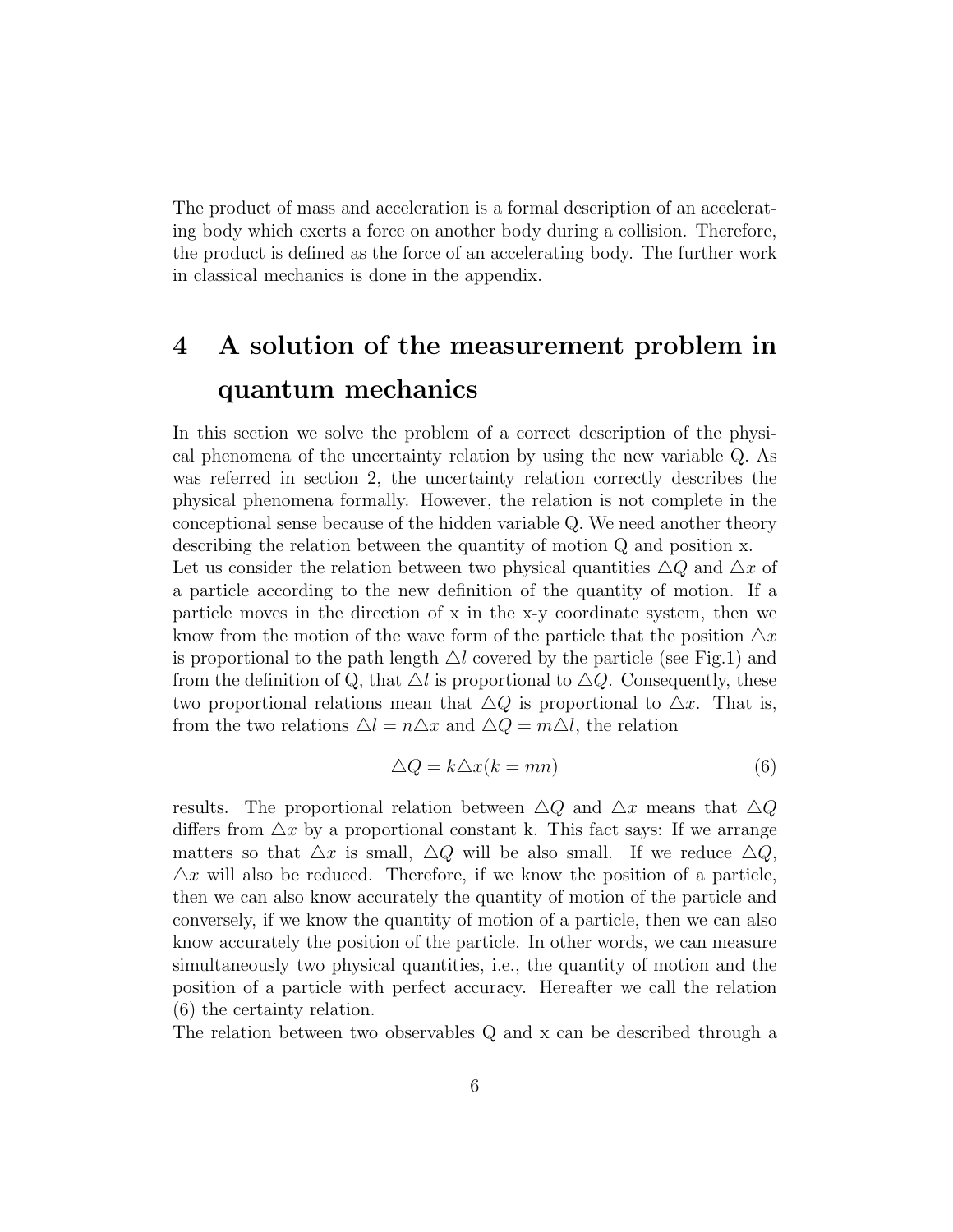The product of mass and acceleration is a formal description of an accelerating body which exerts a force on another body during a collision. Therefore, the product is defined as the force of an accelerating body. The further work in classical mechanics is done in the appendix.

# 4 A solution of the measurement problem in quantum mechanics

In this section we solve the problem of a correct description of the physical phenomena of the uncertainty relation by using the new variable Q. As was referred in section 2, the uncertainty relation correctly describes the physical phenomena formally. However, the relation is not complete in the conceptional sense because of the hidden variable Q. We need another theory describing the relation between the quantity of motion Q and position x.

Let us consider the relation between two physical quantities $\triangle Q$ and $\triangle x$ of a particle according to the new definition of the quantity of motion. If a particle moves in the direction of x in the x-y coordinate system, then we know from the motion of the wave form of the particle that the position $\triangle x$ is proportional to the path length $\triangle l$ covered by the particle (see Fig.1) and from the definition of Q, that $\triangle l$ is proportional to $\triangle Q$. Consequently, these two proportional relations mean that $\triangle Q$ is proportional to $\triangle x$. That is, from the two relations $\triangle l = n\triangle x$ and $\triangle Q = m\triangle l$, the relation

$$\triangle Q = k\triangle x (k = mn) \tag{6}$$

results. The proportional relation between $\triangle Q$ and $\triangle x$ means that $\triangle Q$ differs from $\triangle x$ by a proportional constant k. This fact says: If we arrange matters so that $\triangle x$ is small, $\triangle Q$ will be also small. If we reduce $\triangle Q$, $\triangle x$ will also be reduced. Therefore, if we know the position of a particle, then we can also know accurately the quantity of motion of the particle and conversely, if we know the quantity of motion of a particle, then we can also know accurately the position of the particle. In other words, we can measure simultaneously two physical quantities, i.e., the quantity of motion and the position of a particle with perfect accuracy. Hereafter we call the relation (6) the certainty relation.

The relation between two observables Q and x can be described through a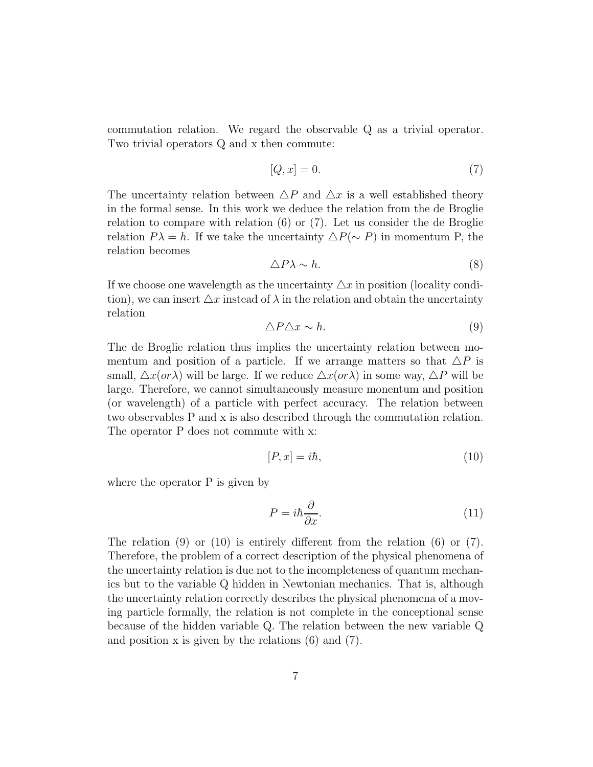commutation relation. We regard the observable Q as a trivial operator. Two trivial operators Q and x then commute:

$$[Q, x] = 0. \tag{7}$$

The uncertainty relation between $\triangle P$ and $\triangle x$ is a well established theory in the formal sense. In this work we deduce the relation from the de Broglie relation to compare with relation (6) or (7). Let us consider the de Broglie relation $P\lambda = h$. If we take the uncertainty $\triangle P(\sim P)$ in momentum P, the relation becomes

$$\triangle P \lambda \sim h. \tag{8}$$

If we choose one wavelength as the uncertainty $\triangle x$ in position (locality condition), we can insert $\triangle x$ instead of $\lambda$ in the relation and obtain the uncertainty relation

$$\triangle P \triangle x \sim h. \tag{9}$$

The de Broglie relation thus implies the uncertainty relation between momentum and position of a particle. If we arrange matters so that $\triangle P$ is small, $\triangle x (or \lambda)$ will be large. If we reduce $\triangle x (or \lambda)$ in some way, $\triangle P$ will be large. Therefore, we cannot simultaneously measure monentum and position (or wavelength) of a particle with perfect accuracy. The relation between two observables P and x is also described through the commutation relation. The operator P does not commute with x:

$$[P, x] = i\hbar, \tag{10}$$

where the operator P is given by

$$P = i\hbar \frac{\partial}{\partial x}. \tag{11}$$

The relation (9) or (10) is entirely different from the relation (6) or (7). Therefore, the problem of a correct description of the physical phenomena of the uncertainty relation is due not to the incompleteness of quantum mechanics but to the variable Q hidden in Newtonian mechanics. That is, although the uncertainty relation correctly describes the physical phenomena of a moving particle formally, the relation is not complete in the conceptional sense because of the hidden variable Q. The relation between the new variable Q and position x is given by the relations (6) and (7).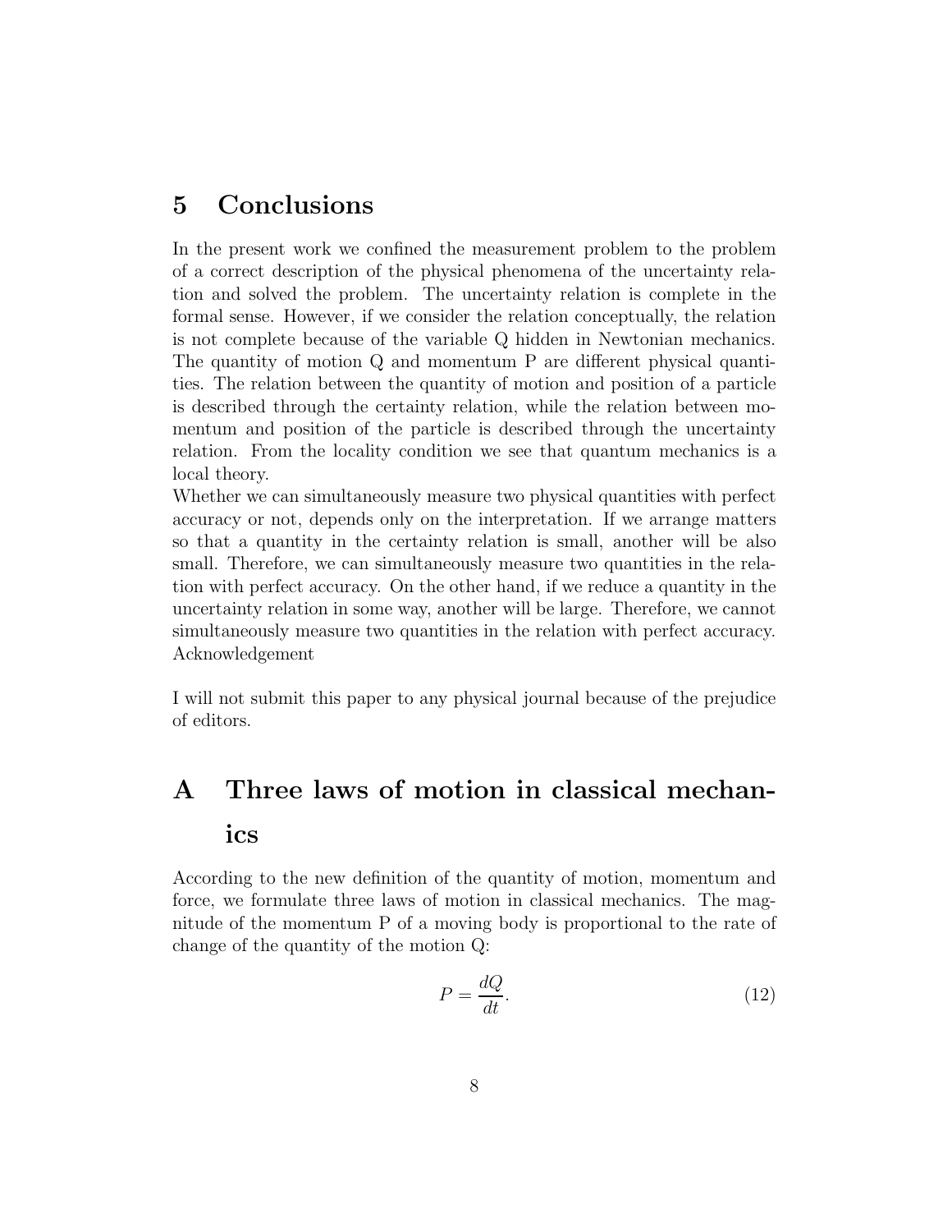## 5 Conclusions

In the present work we confined the measurement problem to the problem of a correct description of the physical phenomena of the uncertainty relation and solved the problem. The uncertainty relation is complete in the formal sense. However, if we consider the relation conceptually, the relation is not complete because of the variable Q hidden in Newtonian mechanics. The quantity of motion Q and momentum P are different physical quantities. The relation between the quantity of motion and position of a particle is described through the certainty relation, while the relation between momentum and position of the particle is described through the uncertainty relation. From the locality condition we see that quantum mechanics is a local theory.
Whether we can simultaneously measure two physical quantities with perfect accuracy or not, depends only on the interpretation. If we arrange matters so that a quantity in the certainty relation is small, another will be also small. Therefore, we can simultaneously measure two quantities in the relation with perfect accuracy. On the other hand, if we reduce a quantity in the uncertainty relation in some way, another will be large. Therefore, we cannot simultaneously measure two quantities in the relation with perfect accuracy.
Acknowledgement

I will not submit this paper to any physical journal because of the prejudice of editors.

## A Three laws of motion in classical mechanics

According to the new definition of the quantity of motion, momentum and force, we formulate three laws of motion in classical mechanics. The magnitude of the momentum P of a moving body is proportional to the rate of change of the quantity of the motion Q:

$$P = \frac{dQ}{dt}. \tag{12}$$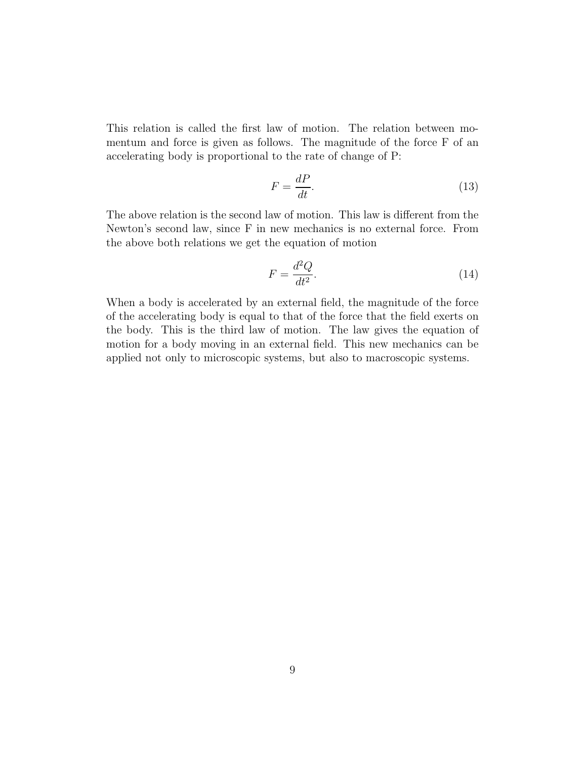This relation is called the first law of motion. The relation between momentum and force is given as follows. The magnitude of the force F of an accelerating body is proportional to the rate of change of P:

$$F = \frac{dP}{dt}. \tag{13}$$

The above relation is the second law of motion. This law is different from the Newton's second law, since F in new mechanics is no external force. From the above both relations we get the equation of motion

$$F = \frac{d^2Q}{dt^2}. \tag{14}$$

When a body is accelerated by an external field, the magnitude of the force of the accelerating body is equal to that of the force that the field exerts on the body. This is the third law of motion. The law gives the equation of motion for a body moving in an external field. This new mechanics can be applied not only to microscopic systems, but also to macroscopic systems.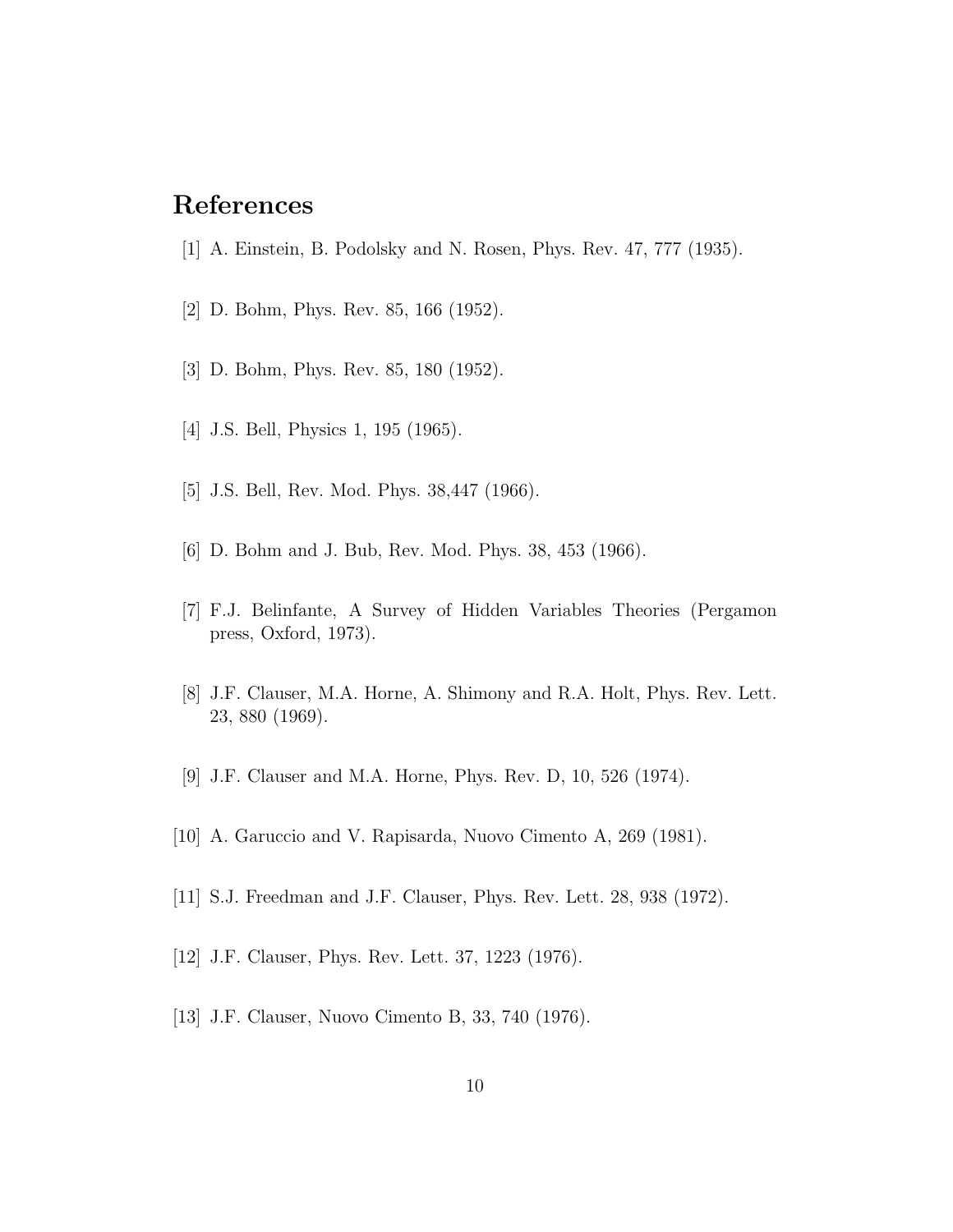## References

[1] A. Einstein, B. Podolsky and N. Rosen, Phys. Rev. 47, 777 (1935).

[2] D. Bohm, Phys. Rev. 85, 166 (1952).

[3] D. Bohm, Phys. Rev. 85, 180 (1952).

[4] J.S. Bell, Physics 1, 195 (1965).

[5] J.S. Bell, Rev. Mod. Phys. 38,447 (1966).

[6] D. Bohm and J. Bub, Rev. Mod. Phys. 38, 453 (1966).

[7] F.J. Belinfante, A Survey of Hidden Variables Theories (Pergamon press, Oxford, 1973).

[8] J.F. Clauser, M.A. Horne, A. Shimony and R.A. Holt, Phys. Rev. Lett. 23, 880 (1969).

[9] J.F. Clauser and M.A. Horne, Phys. Rev. D, 10, 526 (1974).

[10] A. Garuccio and V. Rapisarda, Nuovo Cimento A, 269 (1981).

[11] S.J. Freedman and J.F. Clauser, Phys. Rev. Lett. 28, 938 (1972).

[12] J.F. Clauser, Phys. Rev. Lett. 37, 1223 (1976).

[13] J.F. Clauser, Nuovo Cimento B, 33, 740 (1976).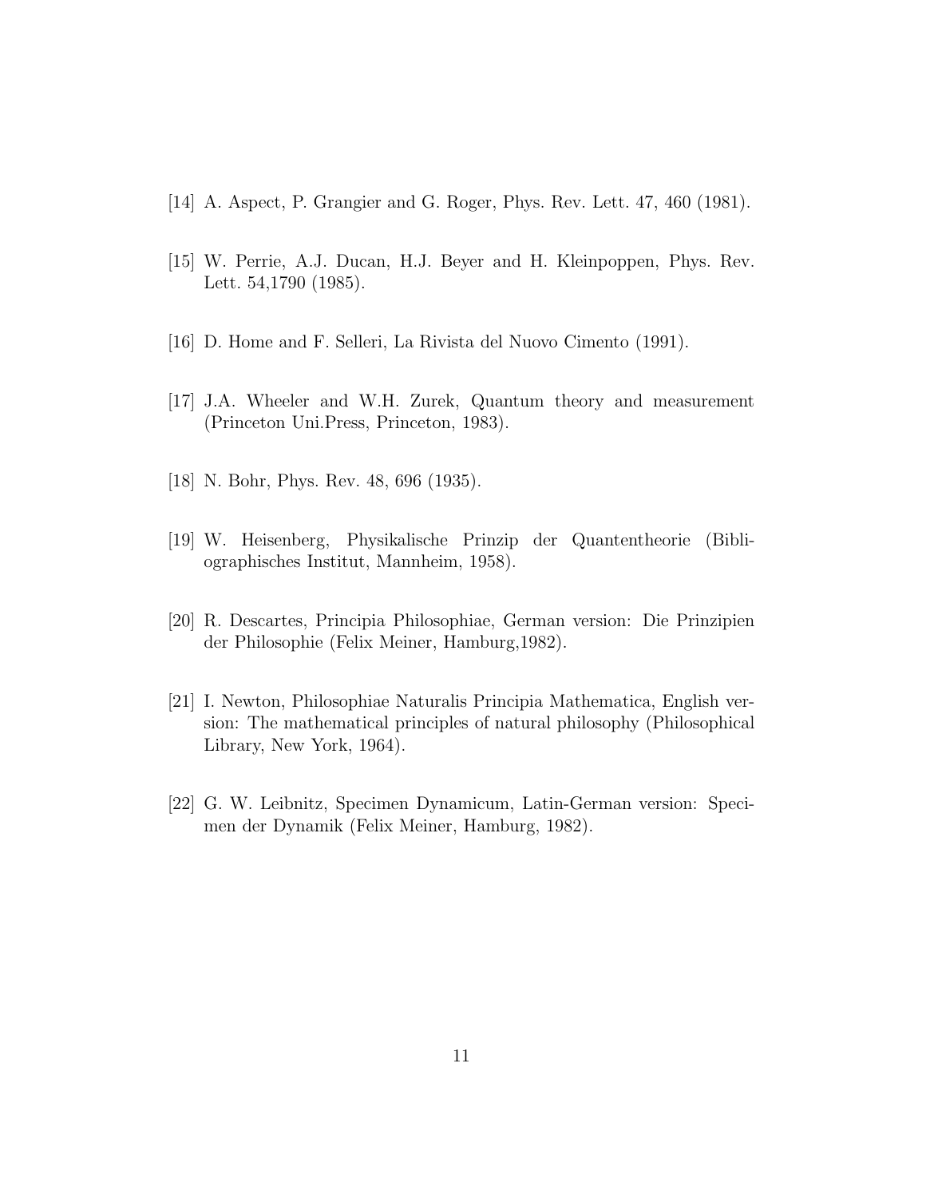[14] A. Aspect, P. Grangier and G. Roger, Phys. Rev. Lett. 47, 460 (1981).

[15] W. Perrie, A.J. Ducan, H.J. Beyer and H. Kleinpoppen, Phys. Rev. Lett. 54,1790 (1985).

[16] D. Home and F. Selleri, La Rivista del Nuovo Cimento (1991).

[17] J.A. Wheeler and W.H. Zurek, Quantum theory and measurement (Princeton Uni.Press, Princeton, 1983).

[18] N. Bohr, Phys. Rev. 48, 696 (1935).

[19] W. Heisenberg, Physikalische Prinzip der Quantentheorie (Bibliographisches Institut, Mannheim, 1958).

[20] R. Descartes, Principia Philosophiae, German version: Die Prinzipien der Philosophie (Felix Meiner, Hamburg,1982).

[21] I. Newton, Philosophiae Naturalis Principia Mathematica, English version: The mathematical principles of natural philosophy (Philosophical Library, New York, 1964).

[22] G. W. Leibnitz, Specimen Dynamicum, Latin-German version: Specimen der Dynamik (Felix Meiner, Hamburg, 1982).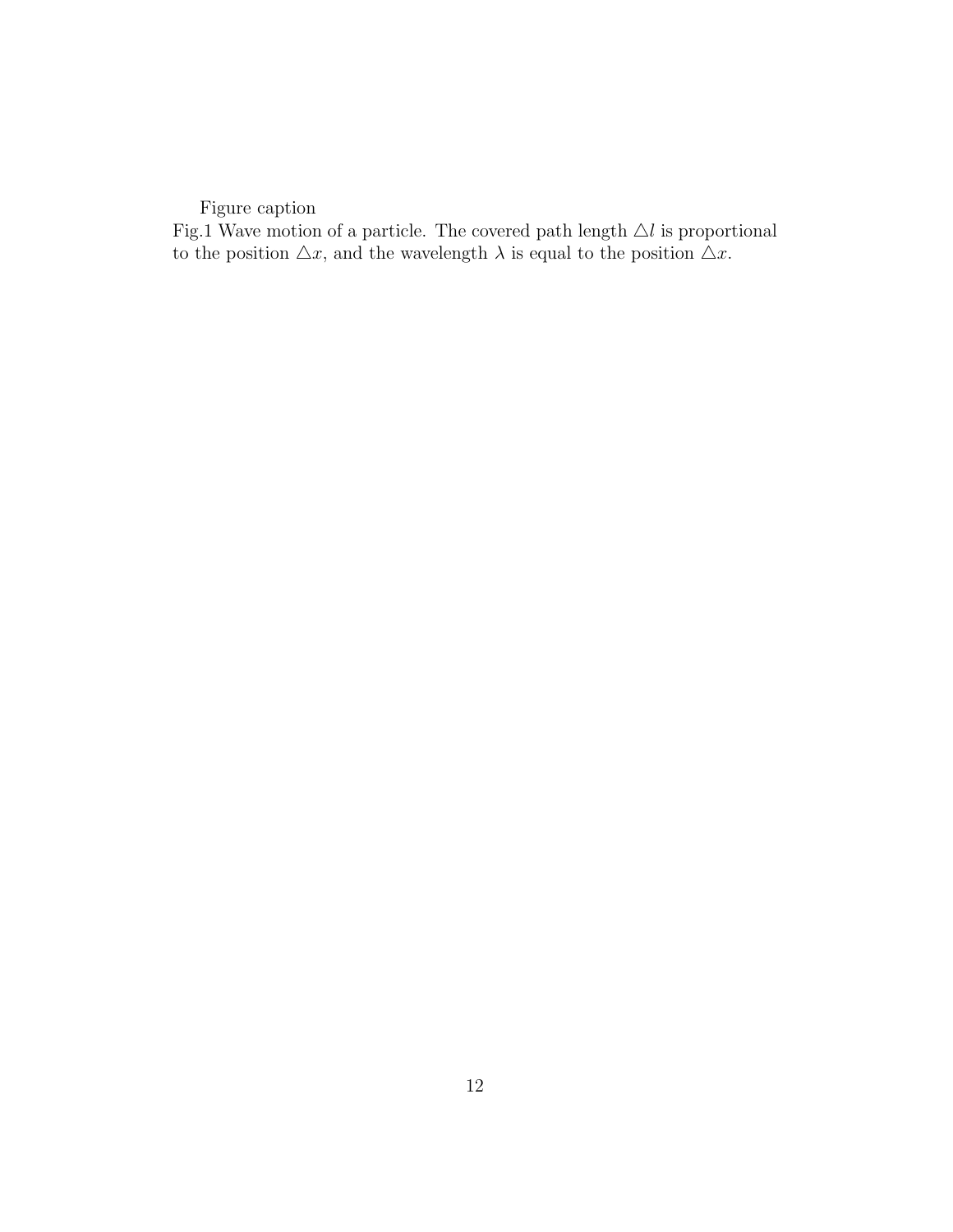Figure caption

Fig.1 Wave motion of a particle. The covered path length $\triangle l$ is proportional to the position $\triangle x$, and the wavelength $\lambda$ is equal to the position $\triangle x$.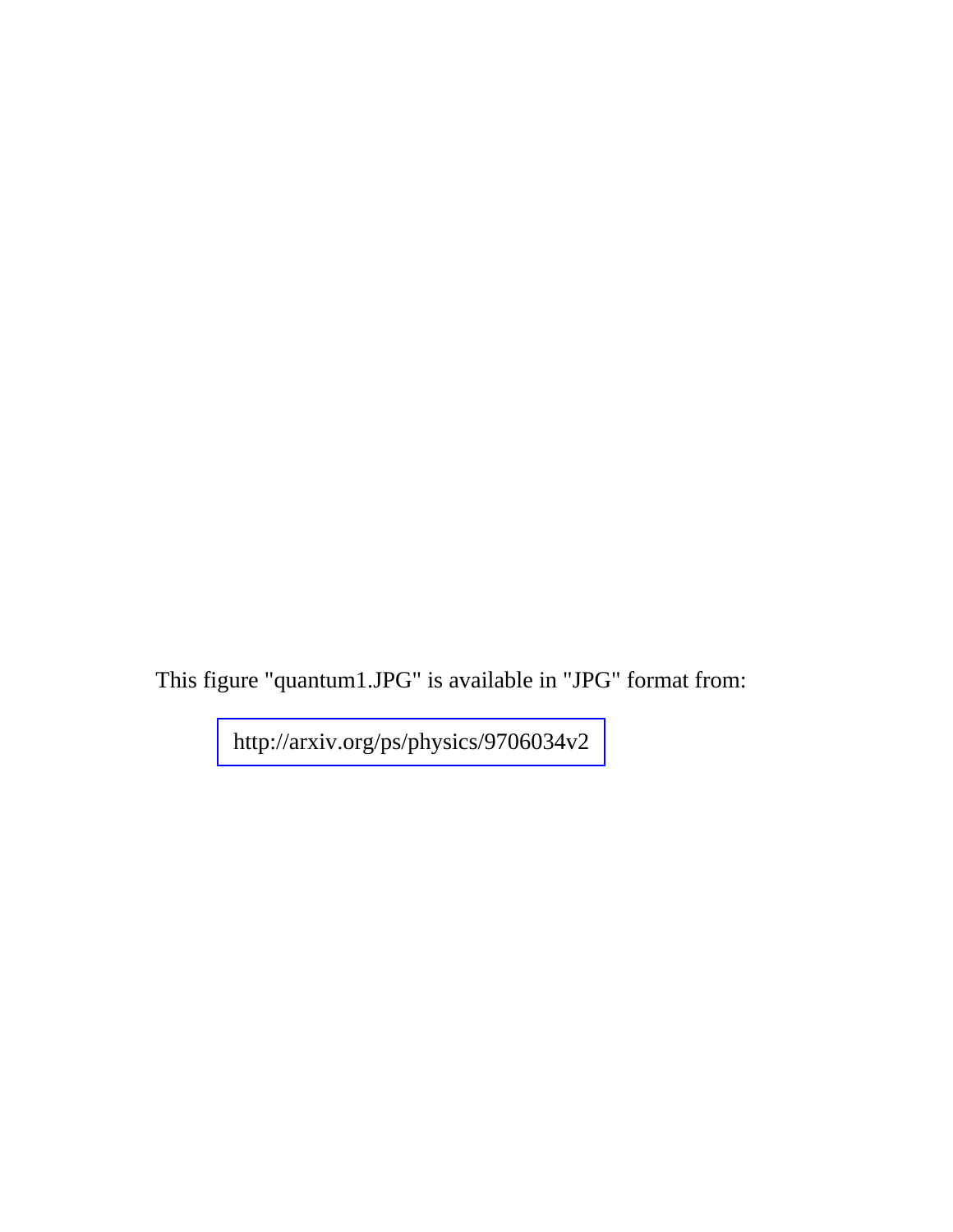This figure "quantum1.JPG" is available in "JPG" format from:

http://arxiv.org/ps/physics/9706034v2